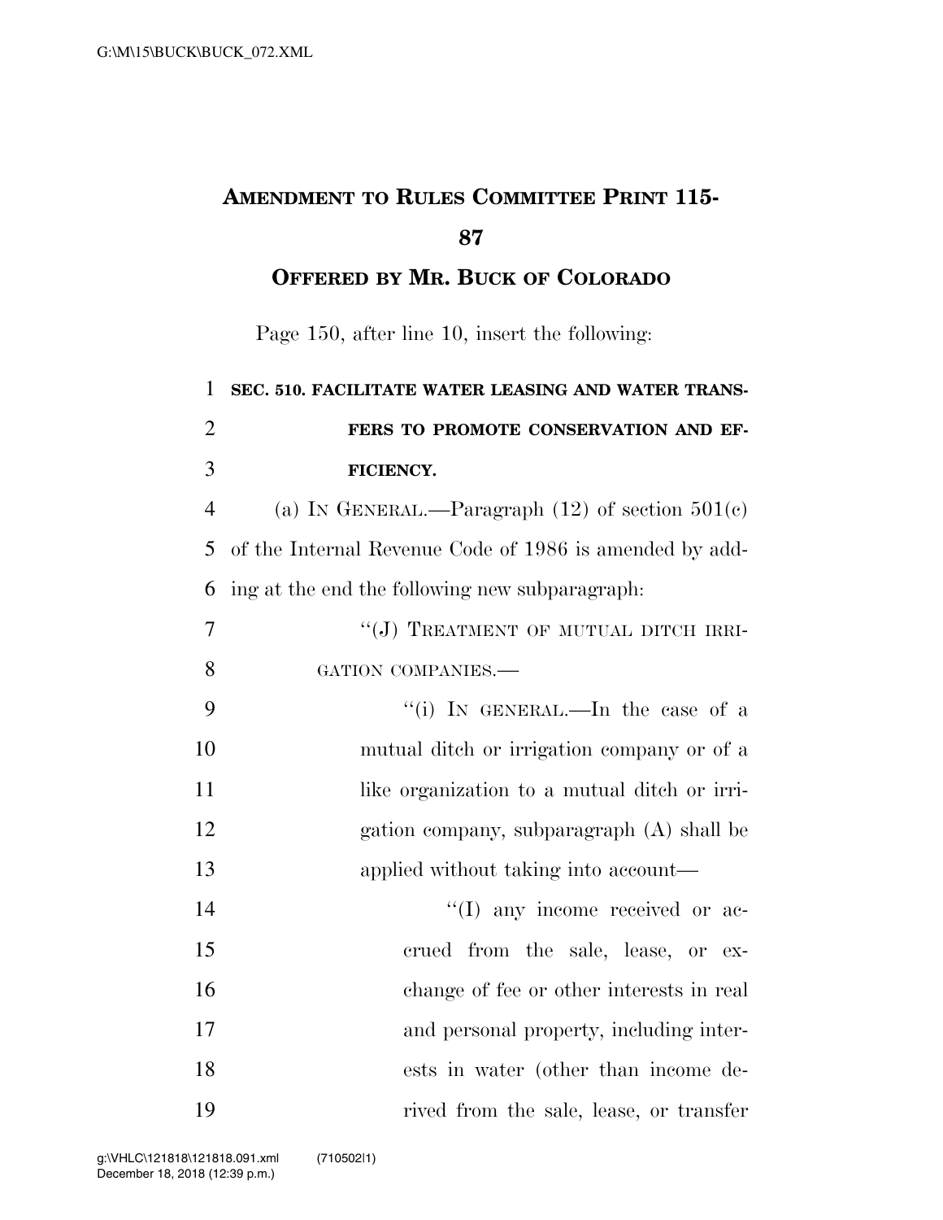## AMENDMENT TO RULES COMMITTEE PRINT 115-87

### OFFERED BY MR. BUCK OF COLORADO

Page 150, after line 10, insert the following:

**SEC. 510. FACILITATE WATER LEASING AND WATER TRANSFERS TO PROMOTE CONSERVATION AND EFFICIENCY.**

(a) IN GENERAL.—Paragraph (12) of section 501(c) of the Internal Revenue Code of 1986 is amended by adding at the end the following new subparagraph:

"(J) TREATMENT OF MUTUAL DITCH IRRIGATION COMPANIES.—

"(i) IN GENERAL.—In the case of a mutual ditch or irrigation company or of a like organization to a mutual ditch or irrigation company, subparagraph (A) shall be applied without taking into account—

"(I) any income received or accrued from the sale, lease, or exchange of fee or other interests in real and personal property, including interests in water (other than income derived from the sale, lease, or transfer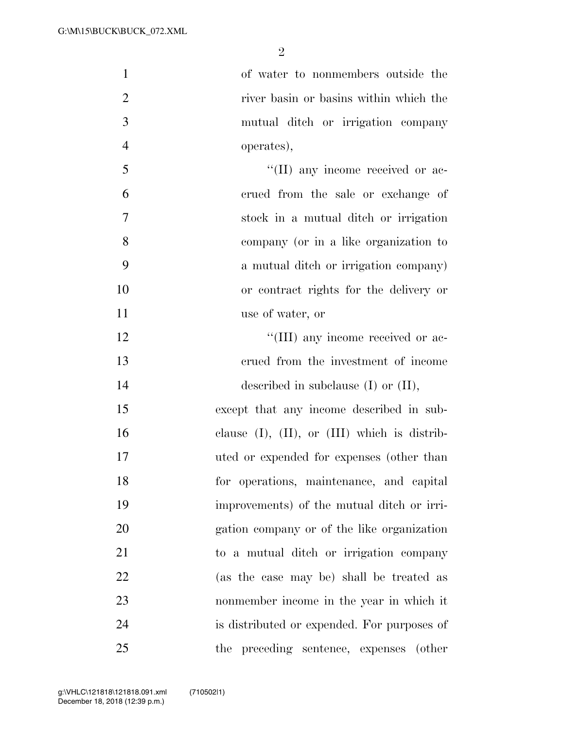of water to nonmembers outside the river basin or basins within which the mutual ditch or irrigation company operates),

''(II) any income received or accrued from the sale or exchange of stock in a mutual ditch or irrigation company (or in a like organization to a mutual ditch or irrigation company) or contract rights for the delivery or use of water, or

''(III) any income received or accrued from the investment of income described in subclause (I) or (II),

except that any income described in subclause (I), (II), or (III) which is distributed or expended for expenses (other than for operations, maintenance, and capital improvements) of the mutual ditch or irrigation company or of the like organization to a mutual ditch or irrigation company (as the case may be) shall be treated as nonmember income in the year in which it is distributed or expended. For purposes of the preceding sentence, expenses (other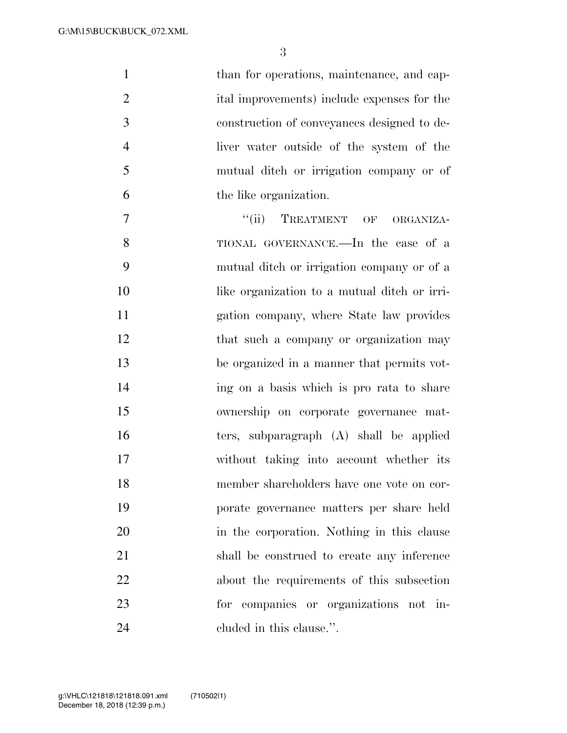than for operations, maintenance, and capital improvements) include expenses for the construction of conveyances designed to deliver water outside of the system of the mutual ditch or irrigation company or of the like organization.

"(ii) TREATMENT OF ORGANIZATIONAL GOVERNANCE.—In the case of a mutual ditch or irrigation company or of a like organization to a mutual ditch or irrigation company, where State law provides that such a company or organization may be organized in a manner that permits voting on a basis which is pro rata to share ownership on corporate governance matters, subparagraph (A) shall be applied without taking into account whether its member shareholders have one vote on corporate governance matters per share held in the corporation. Nothing in this clause shall be construed to create any inference about the requirements of this subsection for companies or organizations not included in this clause.".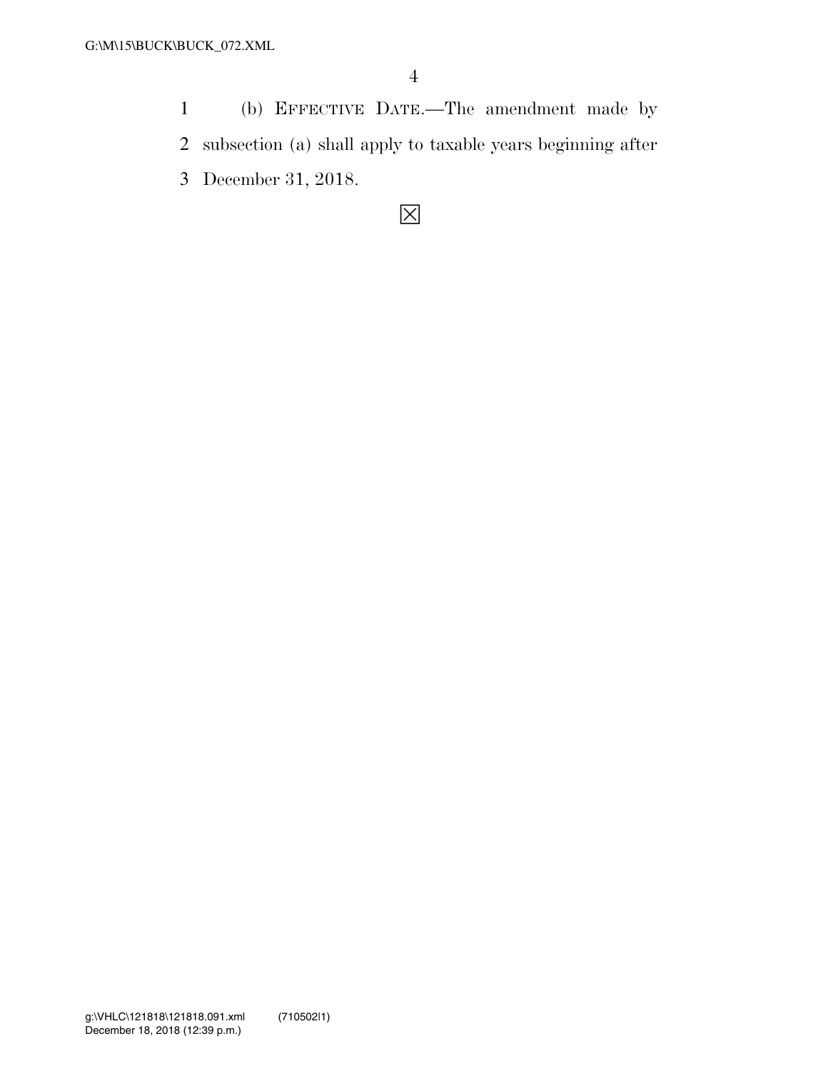(b) EFFECTIVE DATE.—The amendment made by subsection (a) shall apply to taxable years beginning after December 31, 2018.